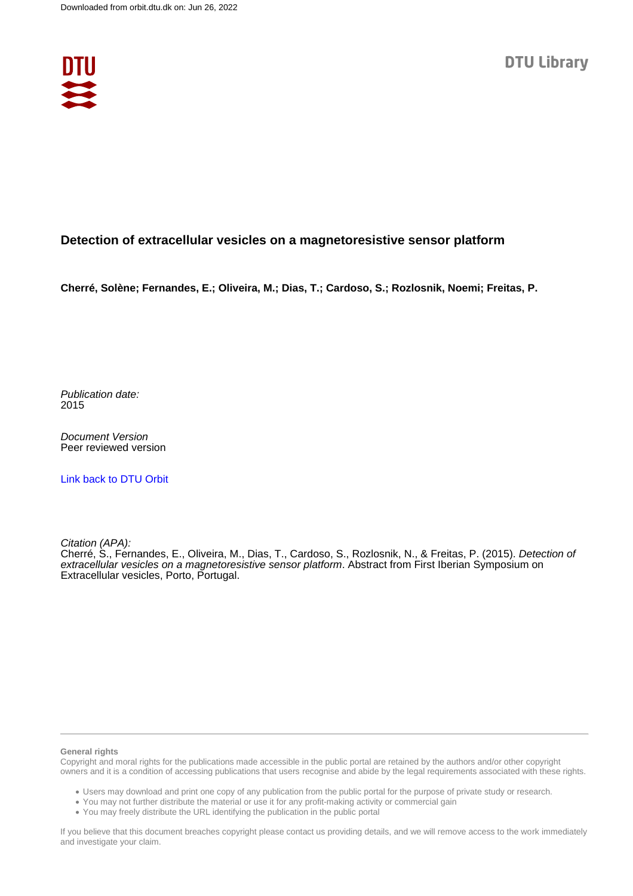Downloaded from orbit.dtu.dk on: Jun 26, 2022

DTU Library

# Detection of extracellular vesicles on a magnetoresistive sensor platform

**Cherré, Solène; Fernandes, E.; Oliveira, M.; Dias, T.; Cardoso, S.; Rozlosnik, Noemi; Freitas, P.**

*Publication date:*
2015

*Document Version*
Peer reviewed version

[Link back to DTU Orbit]

*Citation (APA):*
Cherré, S., Fernandes, E., Oliveira, M., Dias, T., Cardoso, S., Rozlosnik, N., & Freitas, P. (2015). *Detection of extracellular vesicles on a magnetoresistive sensor platform*. Abstract from First Iberian Symposium on Extracellular vesicles, Porto, Portugal.

**General rights**

Copyright and moral rights for the publications made accessible in the public portal are retained by the authors and/or other copyright owners and it is a condition of accessing publications that users recognise and abide by the legal requirements associated with these rights.

- Users may download and print one copy of any publication from the public portal for the purpose of private study or research.
- You may not further distribute the material or use it for any profit-making activity or commercial gain
- You may freely distribute the URL identifying the publication in the public portal

If you believe that this document breaches copyright please contact us providing details, and we will remove access to the work immediately and investigate your claim.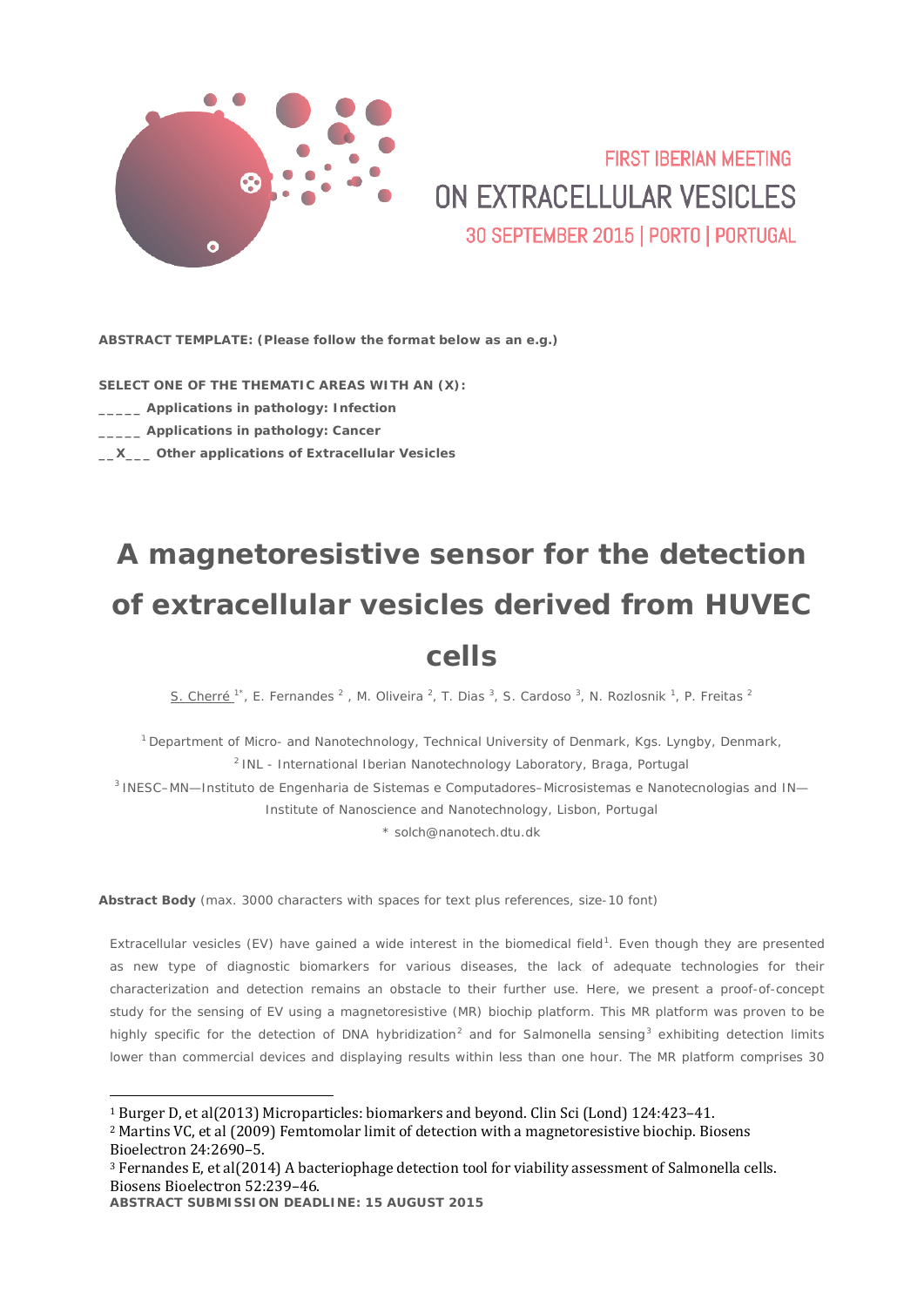FIRST IBERIAN MEETING

ON EXTRACELLULAR VESICLES

30 SEPTEMBER 2015 | PORTO | PORTUGAL

**ABSTRACT TEMPLATE: (Please follow the format below as an e.g.)**

**SELECT ONE OF THE THEMATIC AREAS WITH AN (X):**

**_____ Applications in pathology: Infection**

**_____ Applications in pathology: Cancer**

**__X___ Other applications of Extracellular Vesicles**

# A magnetoresistive sensor for the detection of extracellular vesicles derived from HUVEC cells

S. Cherré [1*], E. Fernandes [2], M. Oliveira [2], T. Dias [3], S. Cardoso [3], N. Rozlosnik [1], P. Freitas [2]

[1] Department of Micro- and Nanotechnology, Technical University of Denmark, Kgs. Lyngby, Denmark,

[2] INL - International Iberian Nanotechnology Laboratory, Braga, Portugal

[3] INESC–MN—Instituto de Engenharia de Sistemas e Computadores–Microsistemas e Nanotecnologias and IN—Institute of Nanoscience and Nanotechnology, Lisbon, Portugal

* solch@nanotech.dtu.dk

**Abstract Body** (max. 3000 characters with spaces for text plus references, size-10 font)

Extracellular vesicles (EV) have gained a wide interest in the biomedical field[1]. Even though they are presented as new type of diagnostic biomarkers for various diseases, the lack of adequate technologies for their characterization and detection remains an obstacle to their further use. Here, we present a proof-of-concept study for the sensing of EV using a magnetoresistive (MR) biochip platform. This MR platform was proven to be highly specific for the detection of DNA hybridization[2] and for Salmonella sensing[3] exhibiting detection limits lower than commercial devices and displaying results within less than one hour. The MR platform comprises 30

[1] Burger D, et al(2013) Microparticles: biomarkers and beyond. Clin Sci (Lond) 124:423–41.

[2] Martins VC, et al (2009) Femtomolar limit of detection with a magnetoresistive biochip. Biosens Bioelectron 24:2690–5.

[3] Fernandes E, et al(2014) A bacteriophage detection tool for viability assessment of Salmonella cells. Biosens Bioelectron 52:239–46.

**ABSTRACT SUBMISSION DEADLINE: 15 AUGUST 2015**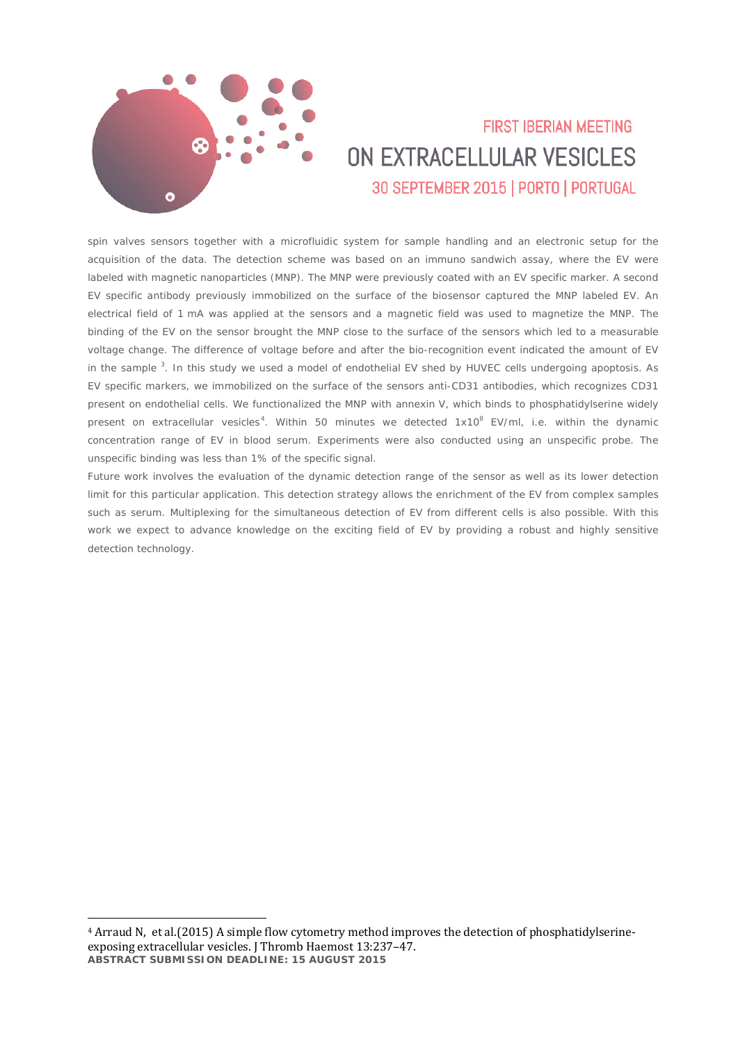spin valves sensors together with a microfluidic system for sample handling and an electronic setup for the acquisition of the data. The detection scheme was based on an immuno sandwich assay, where the EV were labeled with magnetic nanoparticles (MNP). The MNP were previously coated with an EV specific marker. A second EV specific antibody previously immobilized on the surface of the biosensor captured the MNP labeled EV. An electrical field of 1 mA was applied at the sensors and a magnetic field was used to magnetize the MNP. The binding of the EV on the sensor brought the MNP close to the surface of the sensors which led to a measurable voltage change. The difference of voltage before and after the bio-recognition event indicated the amount of EV in the sample [3]. In this study we used a model of endothelial EV shed by HUVEC cells undergoing apoptosis. As EV specific markers, we immobilized on the surface of the sensors anti-CD31 antibodies, which recognizes CD31 present on endothelial cells. We functionalized the MNP with annexin V, which binds to phosphatidylserine widely present on extracellular vesicles[4]. Within 50 minutes we detected $1x10^8$ EV/ml, i.e. within the dynamic concentration range of EV in blood serum. Experiments were also conducted using an unspecific probe. The unspecific binding was less than 1% of the specific signal.

Future work involves the evaluation of the dynamic detection range of the sensor as well as its lower detection limit for this particular application. This detection strategy allows the enrichment of the EV from complex samples such as serum. Multiplexing for the simultaneous detection of EV from different cells is also possible. With this work we expect to advance knowledge on the exciting field of EV by providing a robust and highly sensitive detection technology.

[4] Arraud N, et al.(2015) A simple flow cytometry method improves the detection of phosphatidylserine-exposing extracellular vesicles. J Thromb Haemost 13:237–47.